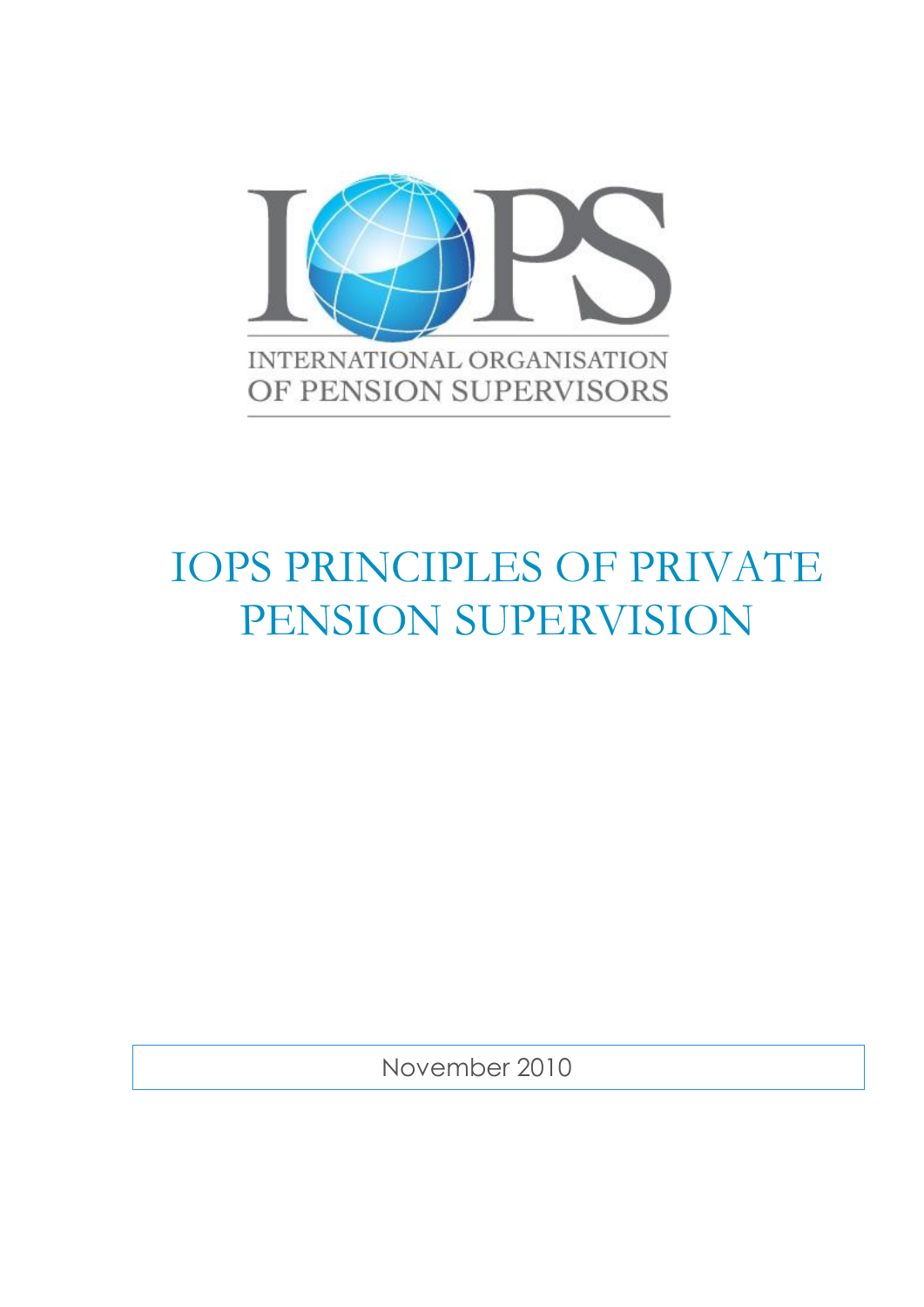IOPS

INTERNATIONAL ORGANISATION OF PENSION SUPERVISORS

# IOPS PRINCIPLES OF PRIVATE PENSION SUPERVISION

November 2010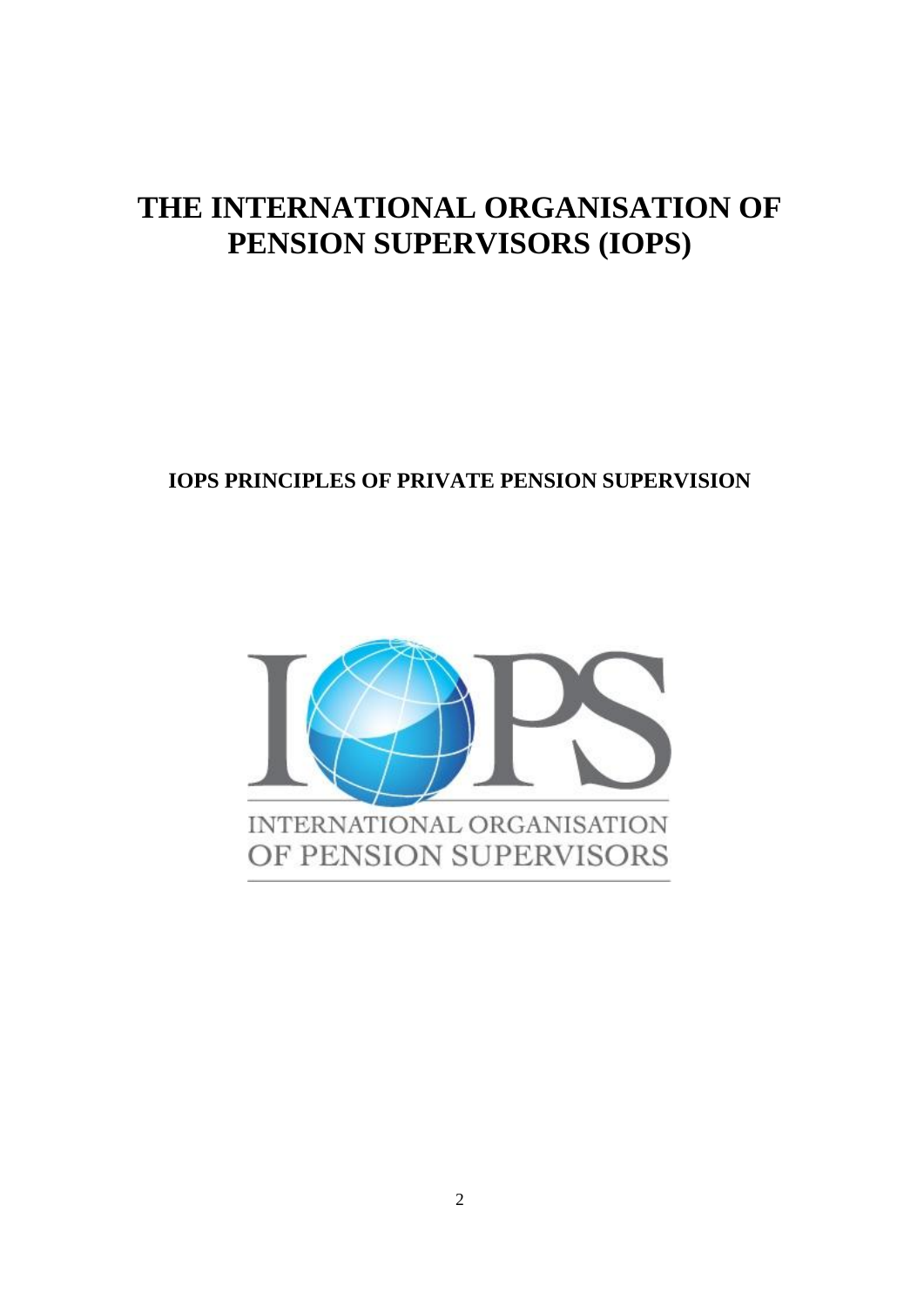# THE INTERNATIONAL ORGANISATION OF PENSION SUPERVISORS (IOPS)

## IOPS PRINCIPLES OF PRIVATE PENSION SUPERVISION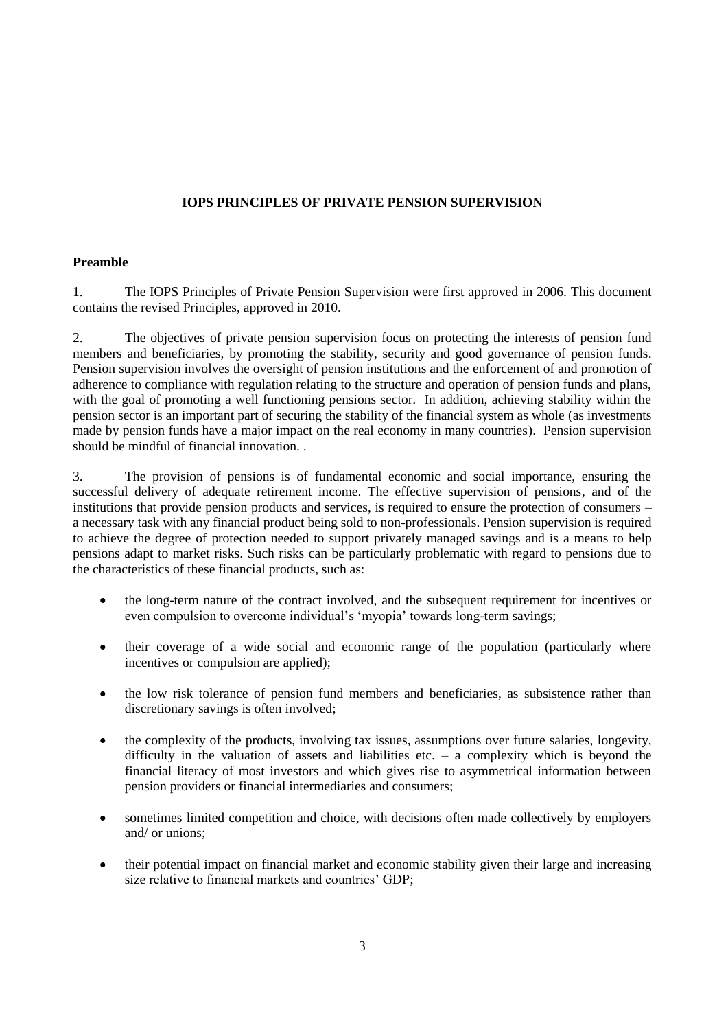## IOPS PRINCIPLES OF PRIVATE PENSION SUPERVISION

### Preamble

1. The IOPS Principles of Private Pension Supervision were first approved in 2006. This document contains the revised Principles, approved in 2010.

2. The objectives of private pension supervision focus on protecting the interests of pension fund members and beneficiaries, by promoting the stability, security and good governance of pension funds. Pension supervision involves the oversight of pension institutions and the enforcement of and promotion of adherence to compliance with regulation relating to the structure and operation of pension funds and plans, with the goal of promoting a well functioning pensions sector. In addition, achieving stability within the pension sector is an important part of securing the stability of the financial system as whole (as investments made by pension funds have a major impact on the real economy in many countries). Pension supervision should be mindful of financial innovation. .

3. The provision of pensions is of fundamental economic and social importance, ensuring the successful delivery of adequate retirement income. The effective supervision of pensions, and of the institutions that provide pension products and services, is required to ensure the protection of consumers – a necessary task with any financial product being sold to non-professionals. Pension supervision is required to achieve the degree of protection needed to support privately managed savings and is a means to help pensions adapt to market risks. Such risks can be particularly problematic with regard to pensions due to the characteristics of these financial products, such as:

- the long-term nature of the contract involved, and the subsequent requirement for incentives or even compulsion to overcome individual's 'myopia' towards long-term savings;

- their coverage of a wide social and economic range of the population (particularly where incentives or compulsion are applied);

- the low risk tolerance of pension fund members and beneficiaries, as subsistence rather than discretionary savings is often involved;

- the complexity of the products, involving tax issues, assumptions over future salaries, longevity, difficulty in the valuation of assets and liabilities etc. – a complexity which is beyond the financial literacy of most investors and which gives rise to asymmetrical information between pension providers or financial intermediaries and consumers;

- sometimes limited competition and choice, with decisions often made collectively by employers and/ or unions;

- their potential impact on financial market and economic stability given their large and increasing size relative to financial markets and countries' GDP;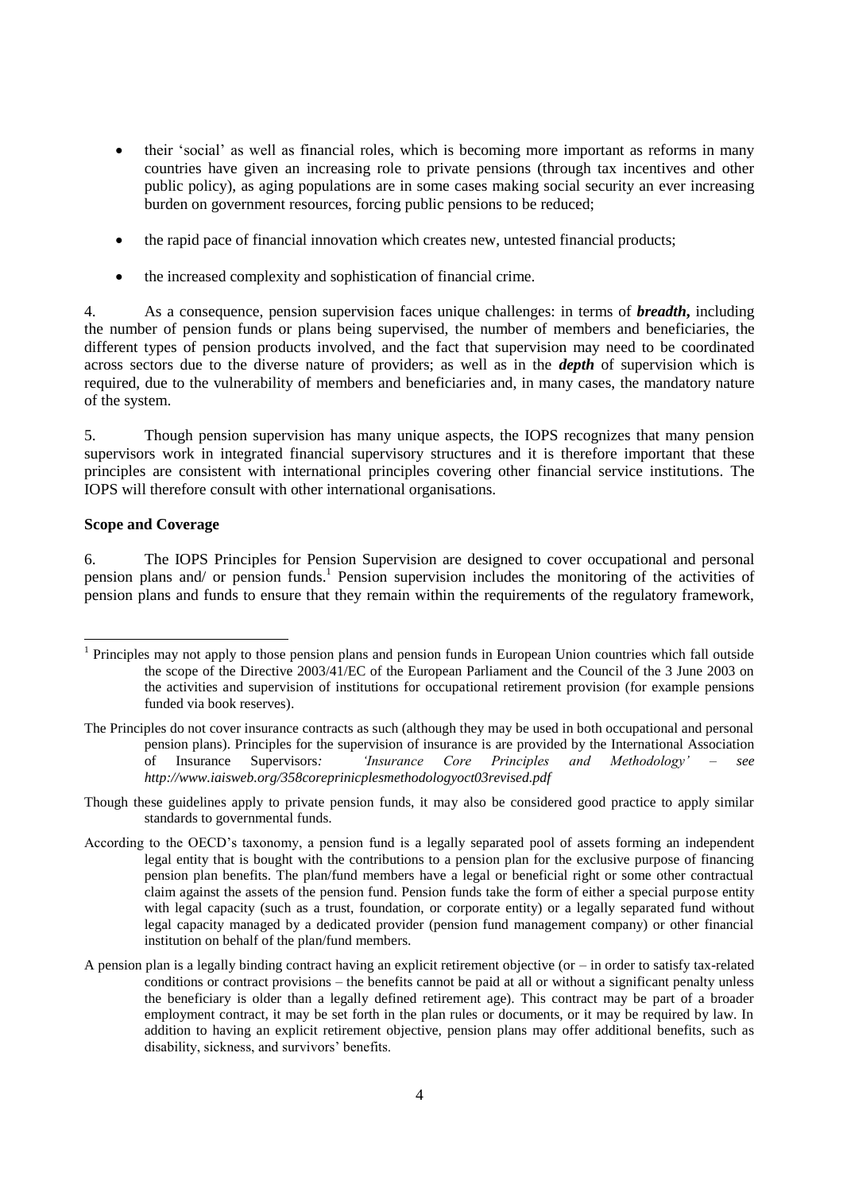- their 'social' as well as financial roles, which is becoming more important as reforms in many countries have given an increasing role to private pensions (through tax incentives and other public policy), as aging populations are in some cases making social security an ever increasing burden on government resources, forcing public pensions to be reduced;

- the rapid pace of financial innovation which creates new, untested financial products;

- the increased complexity and sophistication of financial crime.

4. As a consequence, pension supervision faces unique challenges: in terms of ***breadth***, including the number of pension funds or plans being supervised, the number of members and beneficiaries, the different types of pension products involved, and the fact that supervision may need to be coordinated across sectors due to the diverse nature of providers; as well as in the ***depth*** of supervision which is required, due to the vulnerability of members and beneficiaries and, in many cases, the mandatory nature of the system.

5. Though pension supervision has many unique aspects, the IOPS recognizes that many pension supervisors work in integrated financial supervisory structures and it is therefore important that these principles are consistent with international principles covering other financial service institutions. The IOPS will therefore consult with other international organisations.

**Scope and Coverage**

6. The IOPS Principles for Pension Supervision are designed to cover occupational and personal pension plans and/ or pension funds.[1] Pension supervision includes the monitoring of the activities of pension plans and funds to ensure that they remain within the requirements of the regulatory framework,

---

[1] Principles may not apply to those pension plans and pension funds in European Union countries which fall outside the scope of the Directive 2003/41/EC of the European Parliament and the Council of the 3 June 2003 on the activities and supervision of institutions for occupational retirement provision (for example pensions funded via book reserves).

The Principles do not cover insurance contracts as such (although they may be used in both occupational and personal pension plans). Principles for the supervision of insurance is are provided by the International Association of Insurance Supervisors*: 'Insurance Core Principles and Methodology' – see http://www.iaisweb.org/358coreprinicplesmethodologyoct03revised.pdf*

Though these guidelines apply to private pension funds, it may also be considered good practice to apply similar standards to governmental funds.

According to the OECD's taxonomy, a pension fund is a legally separated pool of assets forming an independent legal entity that is bought with the contributions to a pension plan for the exclusive purpose of financing pension plan benefits. The plan/fund members have a legal or beneficial right or some other contractual claim against the assets of the pension fund. Pension funds take the form of either a special purpose entity with legal capacity (such as a trust, foundation, or corporate entity) or a legally separated fund without legal capacity managed by a dedicated provider (pension fund management company) or other financial institution on behalf of the plan/fund members.

A pension plan is a legally binding contract having an explicit retirement objective (or – in order to satisfy tax-related conditions or contract provisions – the benefits cannot be paid at all or without a significant penalty unless the beneficiary is older than a legally defined retirement age). This contract may be part of a broader employment contract, it may be set forth in the plan rules or documents, or it may be required by law. In addition to having an explicit retirement objective, pension plans may offer additional benefits, such as disability, sickness, and survivors' benefits.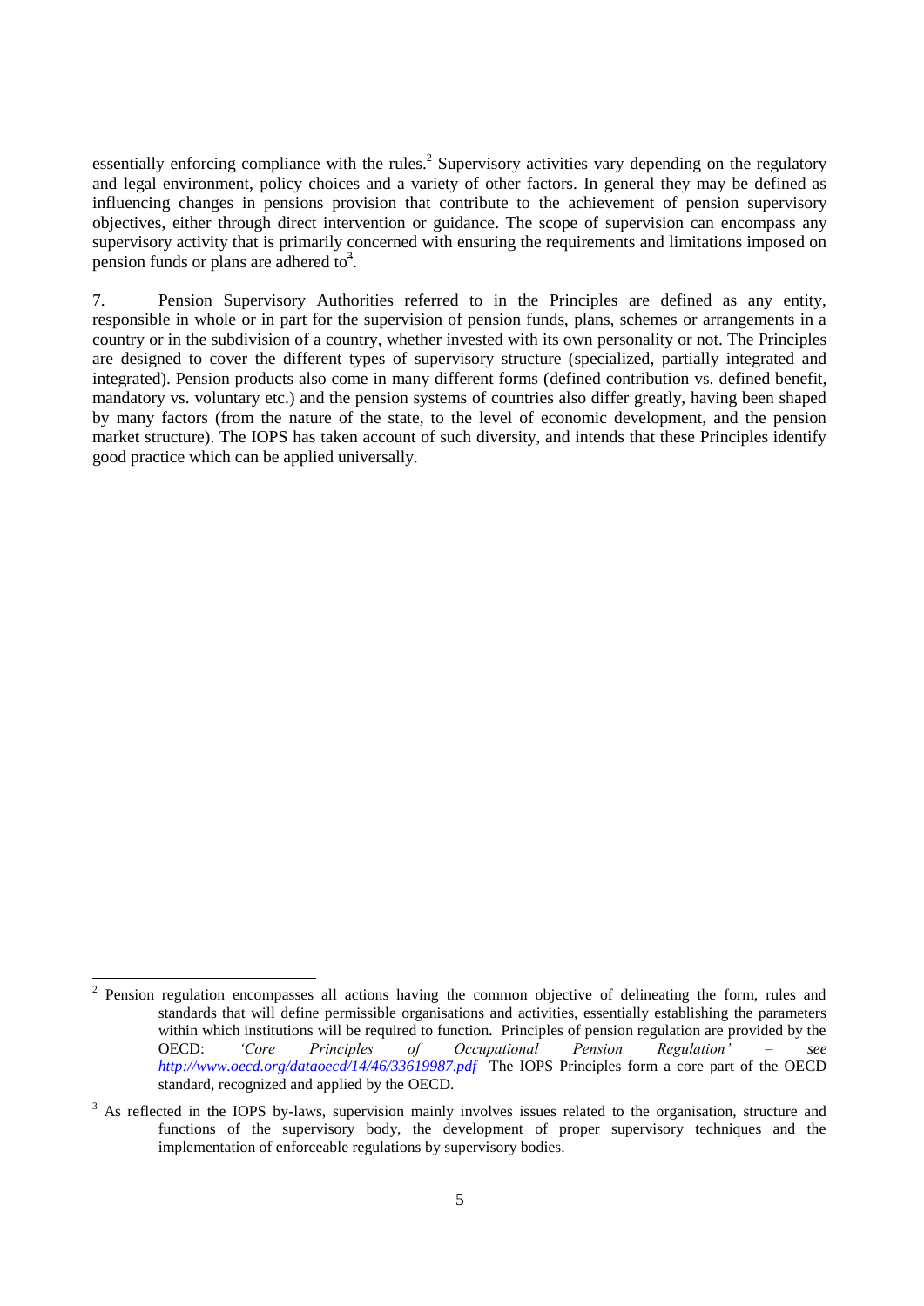essentially enforcing compliance with the rules.[2] Supervisory activities vary depending on the regulatory and legal environment, policy choices and a variety of other factors. In general they may be defined as influencing changes in pensions provision that contribute to the achievement of pension supervisory objectives, either through direct intervention or guidance. The scope of supervision can encompass any supervisory activity that is primarily concerned with ensuring the requirements and limitations imposed on pension funds or plans are adhered to[3].

7. Pension Supervisory Authorities referred to in the Principles are defined as any entity, responsible in whole or in part for the supervision of pension funds, plans, schemes or arrangements in a country or in the subdivision of a country, whether invested with its own personality or not. The Principles are designed to cover the different types of supervisory structure (specialized, partially integrated and integrated). Pension products also come in many different forms (defined contribution vs. defined benefit, mandatory vs. voluntary etc.) and the pension systems of countries also differ greatly, having been shaped by many factors (from the nature of the state, to the level of economic development, and the pension market structure). The IOPS has taken account of such diversity, and intends that these Principles identify good practice which can be applied universally.

---

[2] Pension regulation encompasses all actions having the common objective of delineating the form, rules and standards that will define permissible organisations and activities, essentially establishing the parameters within which institutions will be required to function. Principles of pension regulation are provided by the OECD: *'Core Principles of Occupational Pension Regulation'* – *see* *http://www.oecd.org/dataoecd/14/46/33619987.pdf* The IOPS Principles form a core part of the OECD standard, recognized and applied by the OECD.

[3] As reflected in the IOPS by-laws, supervision mainly involves issues related to the organisation, structure and functions of the supervisory body, the development of proper supervisory techniques and the implementation of enforceable regulations by supervisory bodies.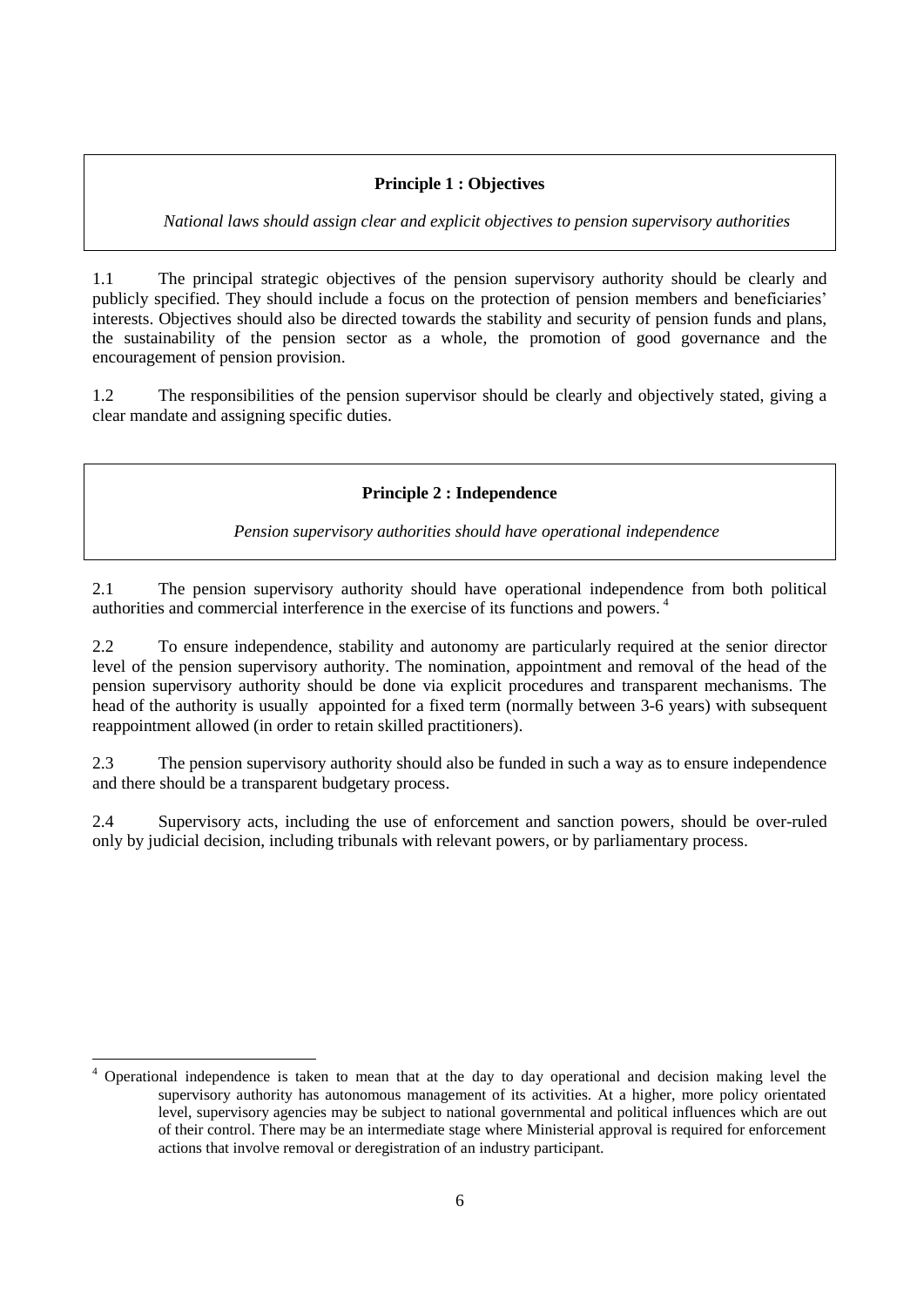**Principle 1 : Objectives**

*National laws should assign clear and explicit objectives to pension supervisory authorities*

1.1 The principal strategic objectives of the pension supervisory authority should be clearly and publicly specified. They should include a focus on the protection of pension members and beneficiaries' interests. Objectives should also be directed towards the stability and security of pension funds and plans, the sustainability of the pension sector as a whole, the promotion of good governance and the encouragement of pension provision.

1.2 The responsibilities of the pension supervisor should be clearly and objectively stated, giving a clear mandate and assigning specific duties.

**Principle 2 : Independence**

*Pension supervisory authorities should have operational independence*

2.1 The pension supervisory authority should have operational independence from both political authorities and commercial interference in the exercise of its functions and powers. [4]

2.2 To ensure independence, stability and autonomy are particularly required at the senior director level of the pension supervisory authority. The nomination, appointment and removal of the head of the pension supervisory authority should be done via explicit procedures and transparent mechanisms. The head of the authority is usually appointed for a fixed term (normally between 3-6 years) with subsequent reappointment allowed (in order to retain skilled practitioners).

2.3 The pension supervisory authority should also be funded in such a way as to ensure independence and there should be a transparent budgetary process.

2.4 Supervisory acts, including the use of enforcement and sanction powers, should be over-ruled only by judicial decision, including tribunals with relevant powers, or by parliamentary process.

---

[4] Operational independence is taken to mean that at the day to day operational and decision making level the supervisory authority has autonomous management of its activities. At a higher, more policy orientated level, supervisory agencies may be subject to national governmental and political influences which are out of their control. There may be an intermediate stage where Ministerial approval is required for enforcement actions that involve removal or deregistration of an industry participant.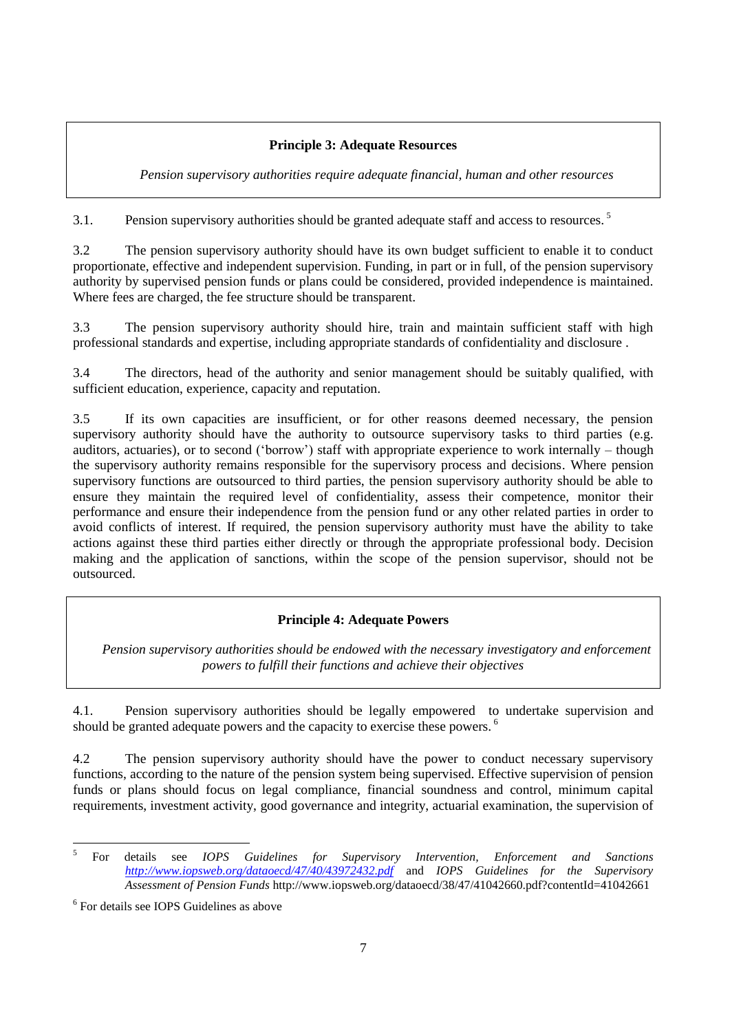**Principle 3: Adequate Resources**

*Pension supervisory authorities require adequate financial, human and other resources*

3.1. Pension supervisory authorities should be granted adequate staff and access to resources. [5]

3.2 The pension supervisory authority should have its own budget sufficient to enable it to conduct proportionate, effective and independent supervision. Funding, in part or in full, of the pension supervisory authority by supervised pension funds or plans could be considered, provided independence is maintained. Where fees are charged, the fee structure should be transparent.

3.3 The pension supervisory authority should hire, train and maintain sufficient staff with high professional standards and expertise, including appropriate standards of confidentiality and disclosure .

3.4 The directors, head of the authority and senior management should be suitably qualified, with sufficient education, experience, capacity and reputation.

3.5 If its own capacities are insufficient, or for other reasons deemed necessary, the pension supervisory authority should have the authority to outsource supervisory tasks to third parties (e.g. auditors, actuaries), or to second ('borrow') staff with appropriate experience to work internally – though the supervisory authority remains responsible for the supervisory process and decisions. Where pension supervisory functions are outsourced to third parties, the pension supervisory authority should be able to ensure they maintain the required level of confidentiality, assess their competence, monitor their performance and ensure their independence from the pension fund or any other related parties in order to avoid conflicts of interest. If required, the pension supervisory authority must have the ability to take actions against these third parties either directly or through the appropriate professional body. Decision making and the application of sanctions, within the scope of the pension supervisor, should not be outsourced.

**Principle 4: Adequate Powers**

*Pension supervisory authorities should be endowed with the necessary investigatory and enforcement powers to fulfill their functions and achieve their objectives*

4.1. Pension supervisory authorities should be legally empowered to undertake supervision and should be granted adequate powers and the capacity to exercise these powers. [6]

4.2 The pension supervisory authority should have the power to conduct necessary supervisory functions, according to the nature of the pension system being supervised. Effective supervision of pension funds or plans should focus on legal compliance, financial soundness and control, minimum capital requirements, investment activity, good governance and integrity, actuarial examination, the supervision of

---

[5] For details see *IOPS Guidelines for Supervisory Intervention, Enforcement and Sanctions* *http://www.iopsweb.org/dataoecd/47/40/43972432.pdf* and *IOPS Guidelines for the Supervisory Assessment of Pension Funds* http://www.iopsweb.org/dataoecd/38/47/41042660.pdf?contentId=41042661

[6] For details see IOPS Guidelines as above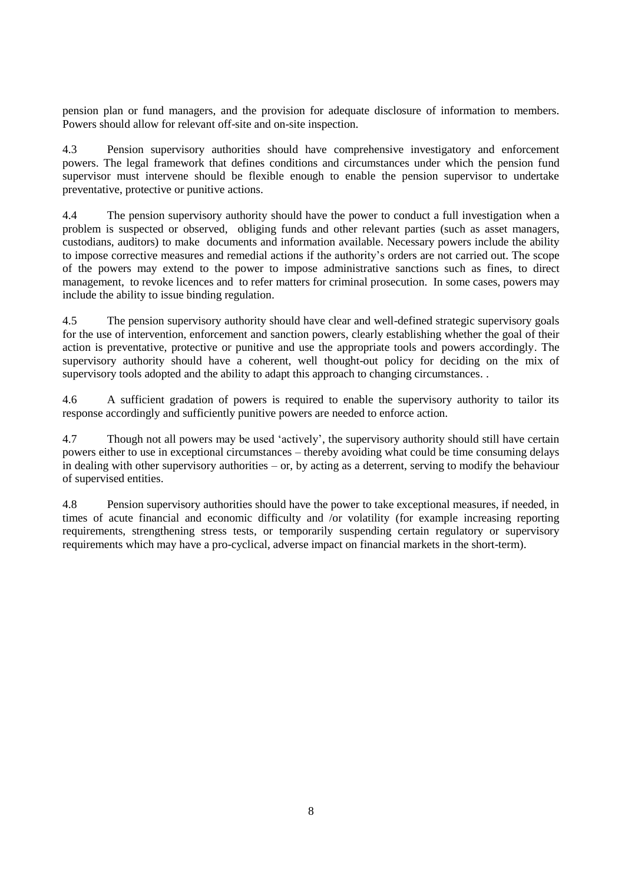pension plan or fund managers, and the provision for adequate disclosure of information to members. Powers should allow for relevant off-site and on-site inspection.

4.3 Pension supervisory authorities should have comprehensive investigatory and enforcement powers. The legal framework that defines conditions and circumstances under which the pension fund supervisor must intervene should be flexible enough to enable the pension supervisor to undertake preventative, protective or punitive actions.

4.4 The pension supervisory authority should have the power to conduct a full investigation when a problem is suspected or observed, obliging funds and other relevant parties (such as asset managers, custodians, auditors) to make documents and information available. Necessary powers include the ability to impose corrective measures and remedial actions if the authority's orders are not carried out. The scope of the powers may extend to the power to impose administrative sanctions such as fines, to direct management, to revoke licences and to refer matters for criminal prosecution. In some cases, powers may include the ability to issue binding regulation.

4.5 The pension supervisory authority should have clear and well-defined strategic supervisory goals for the use of intervention, enforcement and sanction powers, clearly establishing whether the goal of their action is preventative, protective or punitive and use the appropriate tools and powers accordingly. The supervisory authority should have a coherent, well thought-out policy for deciding on the mix of supervisory tools adopted and the ability to adapt this approach to changing circumstances. .

4.6 A sufficient gradation of powers is required to enable the supervisory authority to tailor its response accordingly and sufficiently punitive powers are needed to enforce action.

4.7 Though not all powers may be used 'actively', the supervisory authority should still have certain powers either to use in exceptional circumstances – thereby avoiding what could be time consuming delays in dealing with other supervisory authorities – or, by acting as a deterrent, serving to modify the behaviour of supervised entities.

4.8 Pension supervisory authorities should have the power to take exceptional measures, if needed, in times of acute financial and economic difficulty and /or volatility (for example increasing reporting requirements, strengthening stress tests, or temporarily suspending certain regulatory or supervisory requirements which may have a pro-cyclical, adverse impact on financial markets in the short-term).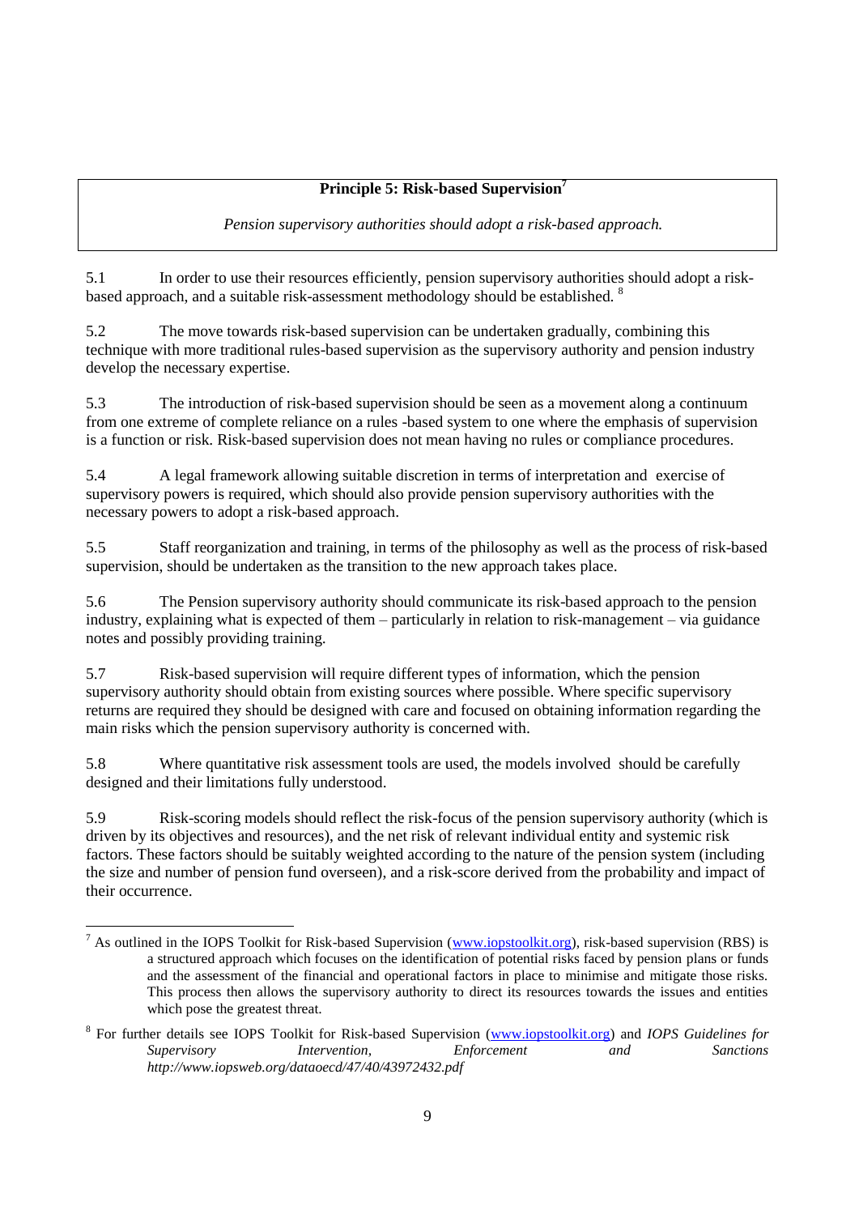**Principle 5: Risk-based Supervision**[7]

*Pension supervisory authorities should adopt a risk-based approach.*

5.1 In order to use their resources efficiently, pension supervisory authorities should adopt a risk-based approach, and a suitable risk-assessment methodology should be established. [8]

5.2 The move towards risk-based supervision can be undertaken gradually, combining this technique with more traditional rules-based supervision as the supervisory authority and pension industry develop the necessary expertise.

5.3 The introduction of risk-based supervision should be seen as a movement along a continuum from one extreme of complete reliance on a rules -based system to one where the emphasis of supervision is a function or risk. Risk-based supervision does not mean having no rules or compliance procedures.

5.4 A legal framework allowing suitable discretion in terms of interpretation and exercise of supervisory powers is required, which should also provide pension supervisory authorities with the necessary powers to adopt a risk-based approach.

5.5 Staff reorganization and training, in terms of the philosophy as well as the process of risk-based supervision, should be undertaken as the transition to the new approach takes place.

5.6 The Pension supervisory authority should communicate its risk-based approach to the pension industry, explaining what is expected of them – particularly in relation to risk-management – via guidance notes and possibly providing training.

5.7 Risk-based supervision will require different types of information, which the pension supervisory authority should obtain from existing sources where possible. Where specific supervisory returns are required they should be designed with care and focused on obtaining information regarding the main risks which the pension supervisory authority is concerned with.

5.8 Where quantitative risk assessment tools are used, the models involved should be carefully designed and their limitations fully understood.

5.9 Risk-scoring models should reflect the risk-focus of the pension supervisory authority (which is driven by its objectives and resources), and the net risk of relevant individual entity and systemic risk factors. These factors should be suitably weighted according to the nature of the pension system (including the size and number of pension fund overseen), and a risk-score derived from the probability and impact of their occurrence.

---

[7] As outlined in the IOPS Toolkit for Risk-based Supervision (www.iopstoolkit.org), risk-based supervision (RBS) is a structured approach which focuses on the identification of potential risks faced by pension plans or funds and the assessment of the financial and operational factors in place to minimise and mitigate those risks. This process then allows the supervisory authority to direct its resources towards the issues and entities which pose the greatest threat.

[8] For further details see IOPS Toolkit for Risk-based Supervision (www.iopstoolkit.org) and *IOPS Guidelines for Supervisory Intervention, Enforcement and Sanctions http://www.iopsweb.org/dataoecd/47/40/43972432.pdf*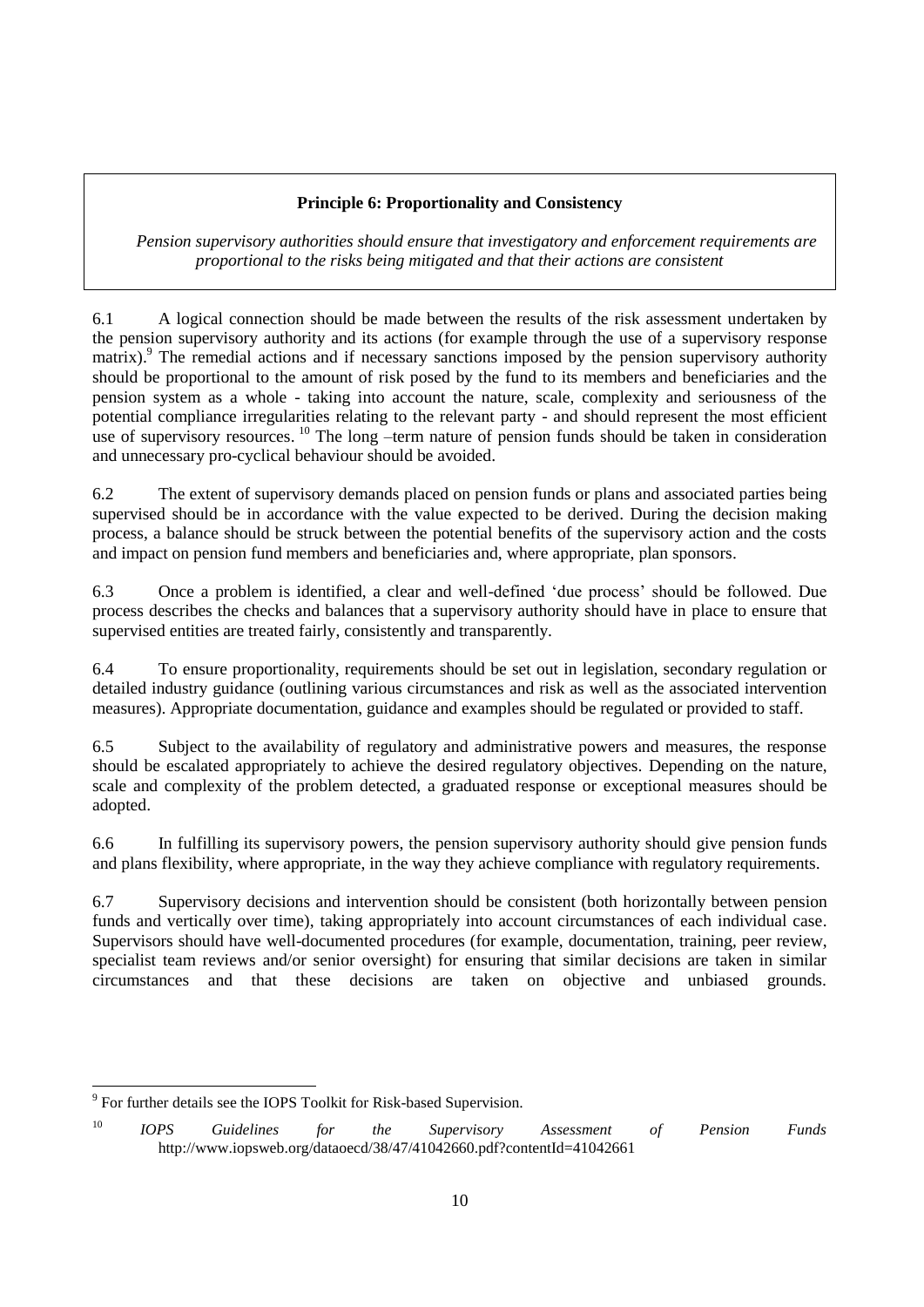**Principle 6: Proportionality and Consistency**

*Pension supervisory authorities should ensure that investigatory and enforcement requirements are proportional to the risks being mitigated and that their actions are consistent*

6.1 A logical connection should be made between the results of the risk assessment undertaken by the pension supervisory authority and its actions (for example through the use of a supervisory response matrix).[9] The remedial actions and if necessary sanctions imposed by the pension supervisory authority should be proportional to the amount of risk posed by the fund to its members and beneficiaries and the pension system as a whole - taking into account the nature, scale, complexity and seriousness of the potential compliance irregularities relating to the relevant party - and should represent the most efficient use of supervisory resources. [10] The long –term nature of pension funds should be taken in consideration and unnecessary pro-cyclical behaviour should be avoided.

6.2 The extent of supervisory demands placed on pension funds or plans and associated parties being supervised should be in accordance with the value expected to be derived. During the decision making process, a balance should be struck between the potential benefits of the supervisory action and the costs and impact on pension fund members and beneficiaries and, where appropriate, plan sponsors.

6.3 Once a problem is identified, a clear and well-defined 'due process' should be followed. Due process describes the checks and balances that a supervisory authority should have in place to ensure that supervised entities are treated fairly, consistently and transparently.

6.4 To ensure proportionality, requirements should be set out in legislation, secondary regulation or detailed industry guidance (outlining various circumstances and risk as well as the associated intervention measures). Appropriate documentation, guidance and examples should be regulated or provided to staff.

6.5 Subject to the availability of regulatory and administrative powers and measures, the response should be escalated appropriately to achieve the desired regulatory objectives. Depending on the nature, scale and complexity of the problem detected, a graduated response or exceptional measures should be adopted.

6.6 In fulfilling its supervisory powers, the pension supervisory authority should give pension funds and plans flexibility, where appropriate, in the way they achieve compliance with regulatory requirements.

6.7 Supervisory decisions and intervention should be consistent (both horizontally between pension funds and vertically over time), taking appropriately into account circumstances of each individual case. Supervisors should have well-documented procedures (for example, documentation, training, peer review, specialist team reviews and/or senior oversight) for ensuring that similar decisions are taken in similar circumstances and that these decisions are taken on objective and unbiased grounds.

---

[9] For further details see the IOPS Toolkit for Risk-based Supervision.

[10] *IOPS Guidelines for the Supervisory Assessment of Pension Funds* http://www.iopsweb.org/dataoecd/38/47/41042660.pdf?contentId=41042661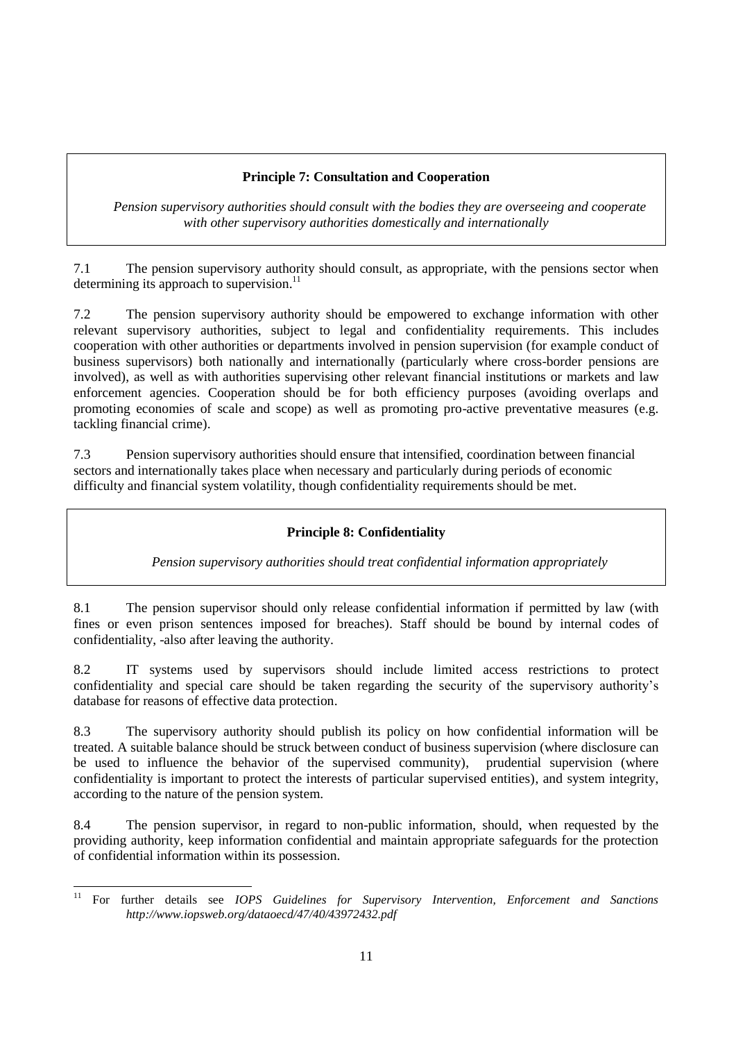**Principle 7: Consultation and Cooperation**

*Pension supervisory authorities should consult with the bodies they are overseeing and cooperate with other supervisory authorities domestically and internationally*

7.1 The pension supervisory authority should consult, as appropriate, with the pensions sector when determining its approach to supervision.[11]

7.2 The pension supervisory authority should be empowered to exchange information with other relevant supervisory authorities, subject to legal and confidentiality requirements. This includes cooperation with other authorities or departments involved in pension supervision (for example conduct of business supervisors) both nationally and internationally (particularly where cross-border pensions are involved), as well as with authorities supervising other relevant financial institutions or markets and law enforcement agencies. Cooperation should be for both efficiency purposes (avoiding overlaps and promoting economies of scale and scope) as well as promoting pro-active preventative measures (e.g. tackling financial crime).

7.3 Pension supervisory authorities should ensure that intensified, coordination between financial sectors and internationally takes place when necessary and particularly during periods of economic difficulty and financial system volatility, though confidentiality requirements should be met.

**Principle 8: Confidentiality**

*Pension supervisory authorities should treat confidential information appropriately*

8.1 The pension supervisor should only release confidential information if permitted by law (with fines or even prison sentences imposed for breaches). Staff should be bound by internal codes of confidentiality, -also after leaving the authority.

8.2 IT systems used by supervisors should include limited access restrictions to protect confidentiality and special care should be taken regarding the security of the supervisory authority's database for reasons of effective data protection.

8.3 The supervisory authority should publish its policy on how confidential information will be treated. A suitable balance should be struck between conduct of business supervision (where disclosure can be used to influence the behavior of the supervised community), prudential supervision (where confidentiality is important to protect the interests of particular supervised entities), and system integrity, according to the nature of the pension system.

8.4 The pension supervisor, in regard to non-public information, should, when requested by the providing authority, keep information confidential and maintain appropriate safeguards for the protection of confidential information within its possession.

---

[11] For further details see *IOPS Guidelines for Supervisory Intervention, Enforcement and Sanctions http://www.iopsweb.org/dataoecd/47/40/43972432.pdf*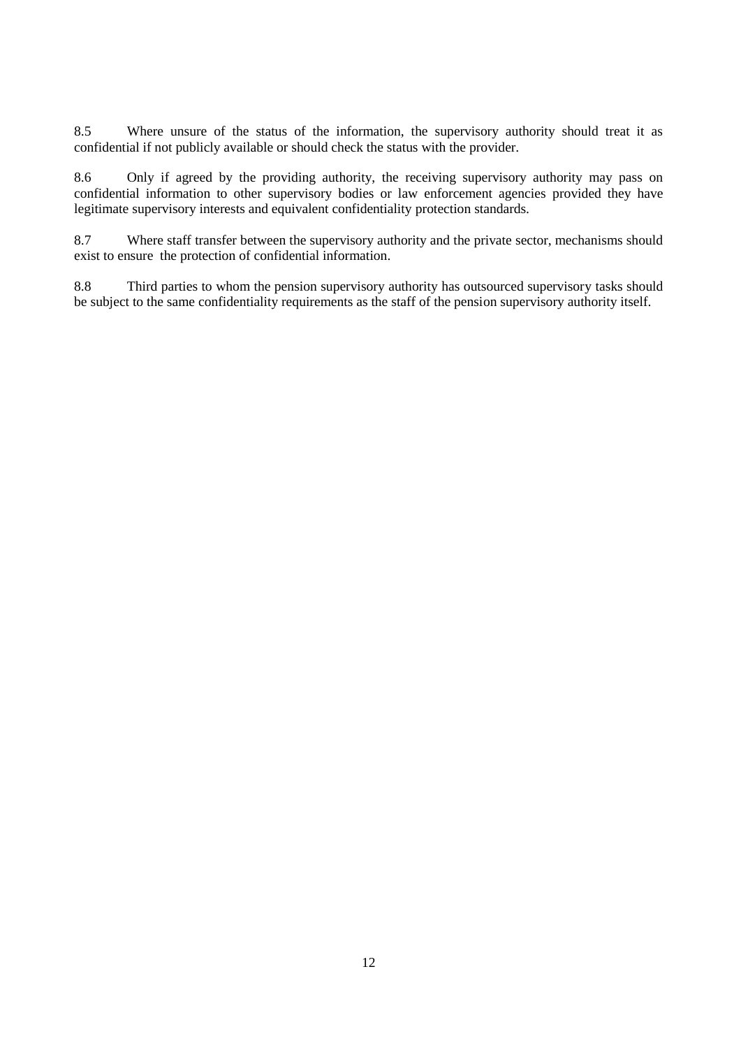8.5 Where unsure of the status of the information, the supervisory authority should treat it as confidential if not publicly available or should check the status with the provider.

8.6 Only if agreed by the providing authority, the receiving supervisory authority may pass on confidential information to other supervisory bodies or law enforcement agencies provided they have legitimate supervisory interests and equivalent confidentiality protection standards.

8.7 Where staff transfer between the supervisory authority and the private sector, mechanisms should exist to ensure the protection of confidential information.

8.8 Third parties to whom the pension supervisory authority has outsourced supervisory tasks should be subject to the same confidentiality requirements as the staff of the pension supervisory authority itself.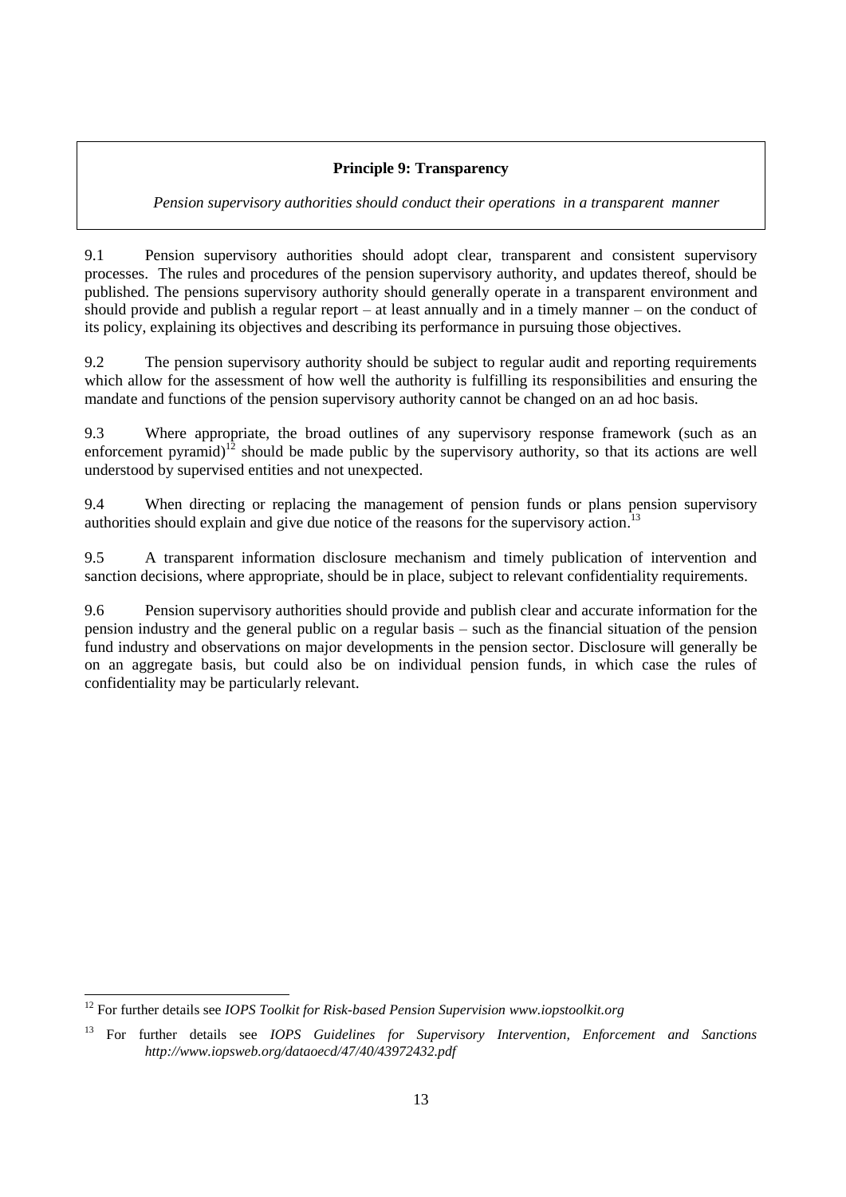**Principle 9: Transparency**

*Pension supervisory authorities should conduct their operations in a transparent manner*

9.1 Pension supervisory authorities should adopt clear, transparent and consistent supervisory processes. The rules and procedures of the pension supervisory authority, and updates thereof, should be published. The pensions supervisory authority should generally operate in a transparent environment and should provide and publish a regular report – at least annually and in a timely manner – on the conduct of its policy, explaining its objectives and describing its performance in pursuing those objectives.

9.2 The pension supervisory authority should be subject to regular audit and reporting requirements which allow for the assessment of how well the authority is fulfilling its responsibilities and ensuring the mandate and functions of the pension supervisory authority cannot be changed on an ad hoc basis.

9.3 Where appropriate, the broad outlines of any supervisory response framework (such as an enforcement pyramid)[12] should be made public by the supervisory authority, so that its actions are well understood by supervised entities and not unexpected.

9.4 When directing or replacing the management of pension funds or plans pension supervisory authorities should explain and give due notice of the reasons for the supervisory action.[13]

9.5 A transparent information disclosure mechanism and timely publication of intervention and sanction decisions, where appropriate, should be in place, subject to relevant confidentiality requirements.

9.6 Pension supervisory authorities should provide and publish clear and accurate information for the pension industry and the general public on a regular basis – such as the financial situation of the pension fund industry and observations on major developments in the pension sector. Disclosure will generally be on an aggregate basis, but could also be on individual pension funds, in which case the rules of confidentiality may be particularly relevant.

---

[12] For further details see *IOPS Toolkit for Risk-based Pension Supervision www.iopstoolkit.org*

[13] For further details see *IOPS Guidelines for Supervisory Intervention, Enforcement and Sanctions http://www.iopsweb.org/dataoecd/47/40/43972432.pdf*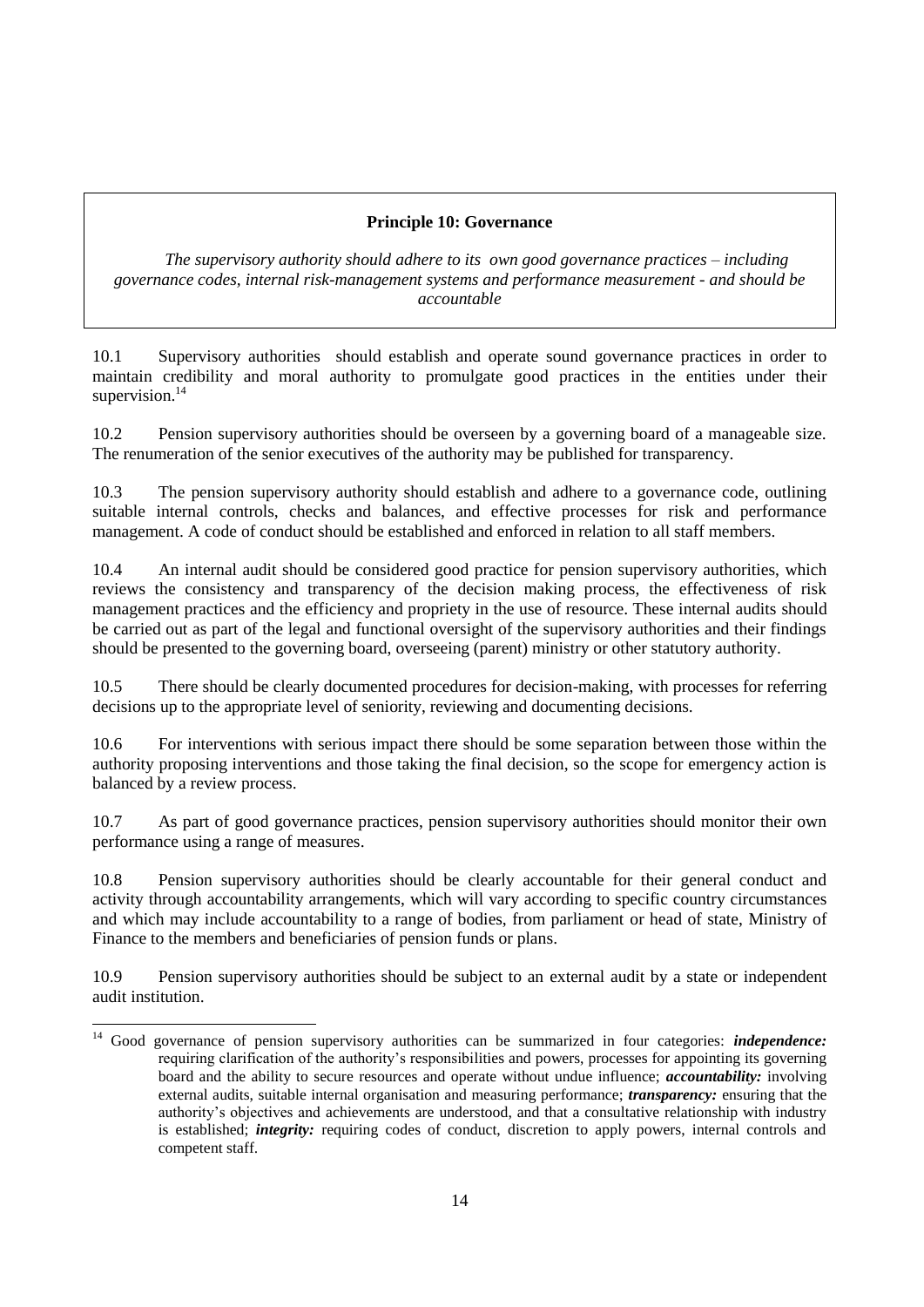**Principle 10: Governance**

*The supervisory authority should adhere to its own good governance practices – including governance codes, internal risk-management systems and performance measurement - and should be accountable*

10.1 Supervisory authorities should establish and operate sound governance practices in order to maintain credibility and moral authority to promulgate good practices in the entities under their supervision.[14]

10.2 Pension supervisory authorities should be overseen by a governing board of a manageable size. The renumeration of the senior executives of the authority may be published for transparency.

10.3 The pension supervisory authority should establish and adhere to a governance code, outlining suitable internal controls, checks and balances, and effective processes for risk and performance management. A code of conduct should be established and enforced in relation to all staff members.

10.4 An internal audit should be considered good practice for pension supervisory authorities, which reviews the consistency and transparency of the decision making process, the effectiveness of risk management practices and the efficiency and propriety in the use of resource. These internal audits should be carried out as part of the legal and functional oversight of the supervisory authorities and their findings should be presented to the governing board, overseeing (parent) ministry or other statutory authority.

10.5 There should be clearly documented procedures for decision-making, with processes for referring decisions up to the appropriate level of seniority, reviewing and documenting decisions.

10.6 For interventions with serious impact there should be some separation between those within the authority proposing interventions and those taking the final decision, so the scope for emergency action is balanced by a review process.

10.7 As part of good governance practices, pension supervisory authorities should monitor their own performance using a range of measures.

10.8 Pension supervisory authorities should be clearly accountable for their general conduct and activity through accountability arrangements, which will vary according to specific country circumstances and which may include accountability to a range of bodies, from parliament or head of state, Ministry of Finance to the members and beneficiaries of pension funds or plans.

10.9 Pension supervisory authorities should be subject to an external audit by a state or independent audit institution.

---

[14] Good governance of pension supervisory authorities can be summarized in four categories: ***independence:*** requiring clarification of the authority's responsibilities and powers, processes for appointing its governing board and the ability to secure resources and operate without undue influence; ***accountability:*** involving external audits, suitable internal organisation and measuring performance; ***transparency:*** ensuring that the authority's objectives and achievements are understood, and that a consultative relationship with industry is established; ***integrity:*** requiring codes of conduct, discretion to apply powers, internal controls and competent staff.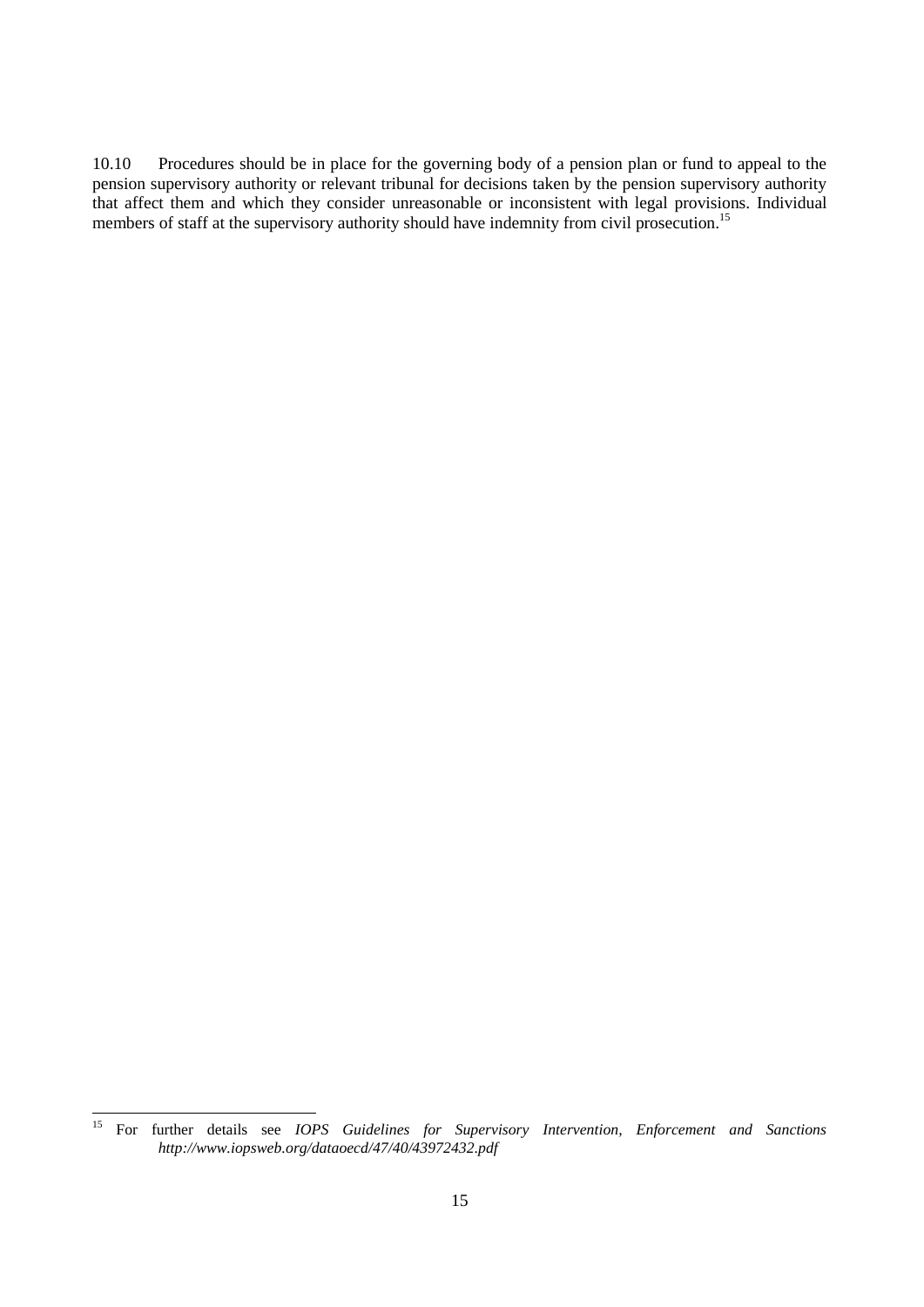10.10 Procedures should be in place for the governing body of a pension plan or fund to appeal to the pension supervisory authority or relevant tribunal for decisions taken by the pension supervisory authority that affect them and which they consider unreasonable or inconsistent with legal provisions. Individual members of staff at the supervisory authority should have indemnity from civil prosecution.[15]

---

[15] For further details see *IOPS Guidelines for Supervisory Intervention, Enforcement and Sanctions http://www.iopsweb.org/dataoecd/47/40/43972432.pdf*